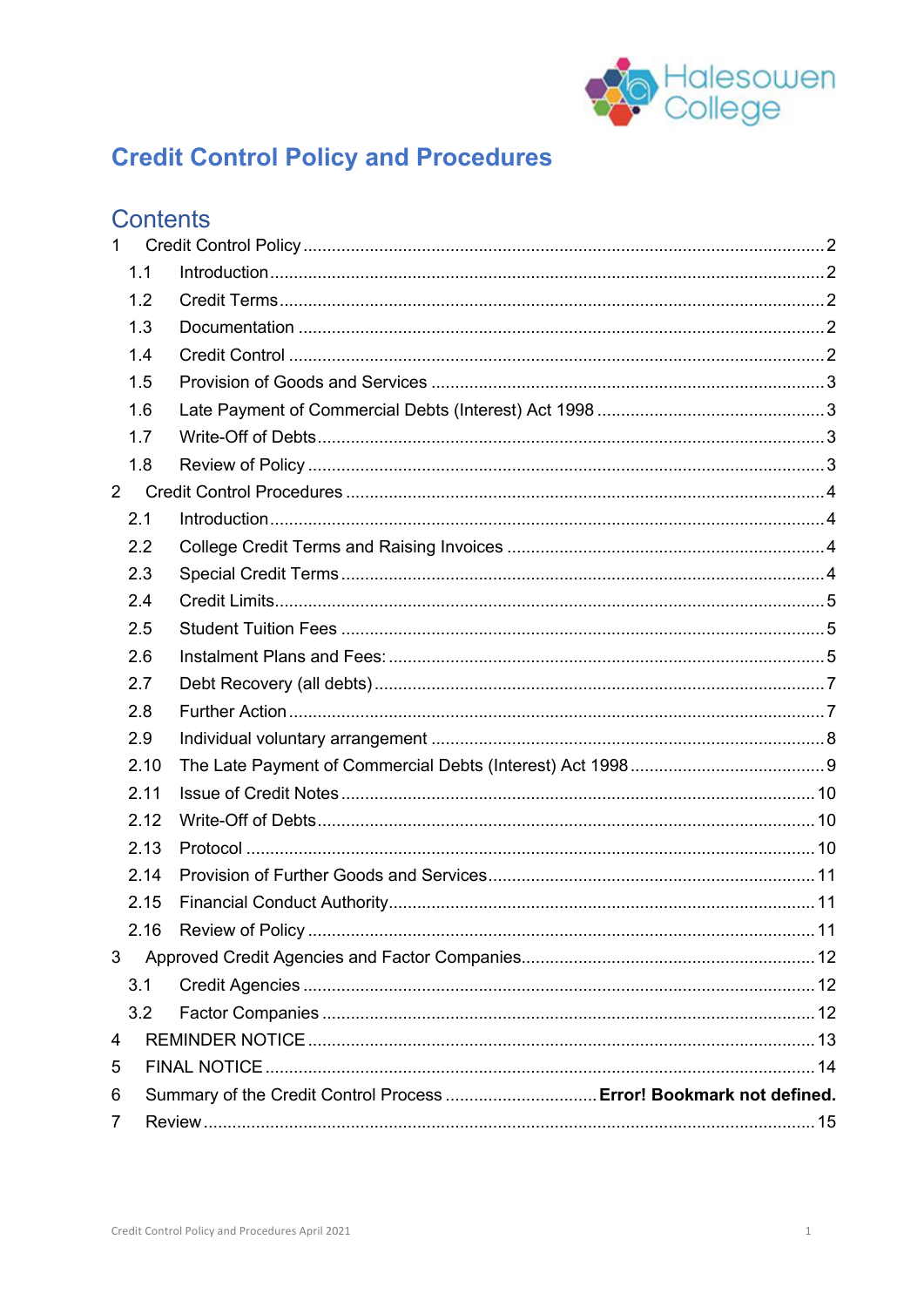Halesowen College

# Credit Control Policy and Procedures

## Contents

1 Credit Control Policy ........................................................................................................ 2
  1.1 Introduction ................................................................................................................ 2
  1.2 Credit Terms ............................................................................................................... 2
  1.3 Documentation ........................................................................................................... 2
  1.4 Credit Control ............................................................................................................. 2
  1.5 Provision of Goods and Services ................................................................................ 3
  1.6 Late Payment of Commercial Debts (Interest) Act 1998 ............................................. 3
  1.7 Write-Off of Debts ....................................................................................................... 3
  1.8 Review of Policy .......................................................................................................... 3
2 Credit Control Procedures ................................................................................................ 4
  2.1 Introduction ................................................................................................................ 4
  2.2 College Credit Terms and Raising Invoices ................................................................. 4
  2.3 Special Credit Terms ................................................................................................... 4
  2.4 Credit Limits ................................................................................................................ 5
  2.5 Student Tuition Fees ................................................................................................... 5
  2.6 Instalment Plans and Fees: ......................................................................................... 5
  2.7 Debt Recovery (all debts) ............................................................................................ 7
  2.8 Further Action ............................................................................................................. 7
  2.9 Individual voluntary arrangement ................................................................................ 8
  2.10 The Late Payment of Commercial Debts (Interest) Act 1998 ....................................... 9
  2.11 Issue of Credit Notes ................................................................................................. 10
  2.12 Write-Off of Debts ..................................................................................................... 10
  2.13 Protocol .................................................................................................................... 10
  2.14 Provision of Further Goods and Services .................................................................. 11
  2.15 Financial Conduct Authority ....................................................................................... 11
  2.16 Review of Policy ........................................................................................................ 11
3 Approved Credit Agencies and Factor Companies ........................................................... 12
  3.1 Credit Agencies .......................................................................................................... 12
  3.2 Factor Companies ...................................................................................................... 12
4 REMINDER NOTICE ....................................................................................................... 13
5 FINAL NOTICE ............................................................................................................... 14
6 Summary of the Credit Control Process ............................... **Error! Bookmark not defined.**
7 Review ............................................................................................................................. 15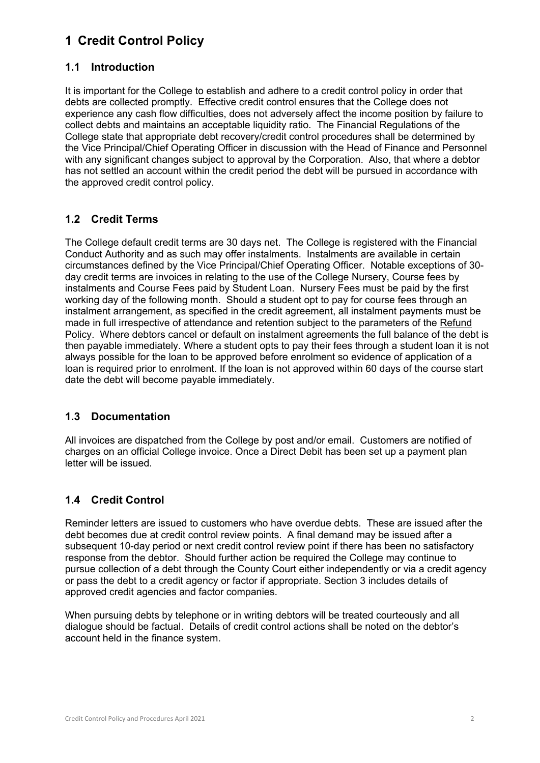# 1 Credit Control Policy

## 1.1 Introduction

It is important for the College to establish and adhere to a credit control policy in order that debts are collected promptly. Effective credit control ensures that the College does not experience any cash flow difficulties, does not adversely affect the income position by failure to collect debts and maintains an acceptable liquidity ratio. The Financial Regulations of the College state that appropriate debt recovery/credit control procedures shall be determined by the Vice Principal/Chief Operating Officer in discussion with the Head of Finance and Personnel with any significant changes subject to approval by the Corporation. Also, that where a debtor has not settled an account within the credit period the debt will be pursued in accordance with the approved credit control policy.

## 1.2 Credit Terms

The College default credit terms are 30 days net. The College is registered with the Financial Conduct Authority and as such may offer instalments. Instalments are available in certain circumstances defined by the Vice Principal/Chief Operating Officer. Notable exceptions of 30-day credit terms are invoices in relating to the use of the College Nursery, Course fees by instalments and Course Fees paid by Student Loan. Nursery Fees must be paid by the first working day of the following month. Should a student opt to pay for course fees through an instalment arrangement, as specified in the credit agreement, all instalment payments must be made in full irrespective of attendance and retention subject to the parameters of the Refund Policy. Where debtors cancel or default on instalment agreements the full balance of the debt is then payable immediately. Where a student opts to pay their fees through a student loan it is not always possible for the loan to be approved before enrolment so evidence of application of a loan is required prior to enrolment. If the loan is not approved within 60 days of the course start date the debt will become payable immediately.

## 1.3 Documentation

All invoices are dispatched from the College by post and/or email. Customers are notified of charges on an official College invoice. Once a Direct Debit has been set up a payment plan letter will be issued.

## 1.4 Credit Control

Reminder letters are issued to customers who have overdue debts. These are issued after the debt becomes due at credit control review points. A final demand may be issued after a subsequent 10-day period or next credit control review point if there has been no satisfactory response from the debtor. Should further action be required the College may continue to pursue collection of a debt through the County Court either independently or via a credit agency or pass the debt to a credit agency or factor if appropriate. Section 3 includes details of approved credit agencies and factor companies.

When pursuing debts by telephone or in writing debtors will be treated courteously and all dialogue should be factual. Details of credit control actions shall be noted on the debtor's account held in the finance system.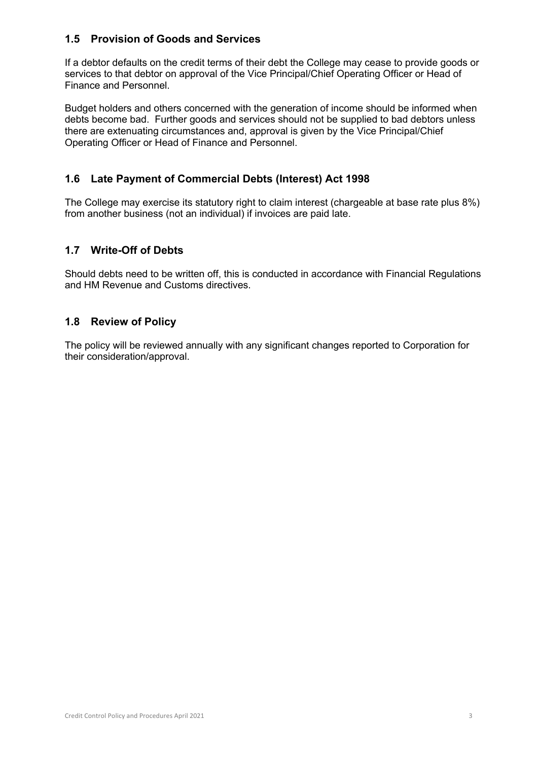## 1.5 Provision of Goods and Services

If a debtor defaults on the credit terms of their debt the College may cease to provide goods or services to that debtor on approval of the Vice Principal/Chief Operating Officer or Head of Finance and Personnel.

Budget holders and others concerned with the generation of income should be informed when debts become bad. Further goods and services should not be supplied to bad debtors unless there are extenuating circumstances and, approval is given by the Vice Principal/Chief Operating Officer or Head of Finance and Personnel.

## 1.6 Late Payment of Commercial Debts (Interest) Act 1998

The College may exercise its statutory right to claim interest (chargeable at base rate plus 8%) from another business (not an individual) if invoices are paid late.

## 1.7 Write-Off of Debts

Should debts need to be written off, this is conducted in accordance with Financial Regulations and HM Revenue and Customs directives.

## 1.8 Review of Policy

The policy will be reviewed annually with any significant changes reported to Corporation for their consideration/approval.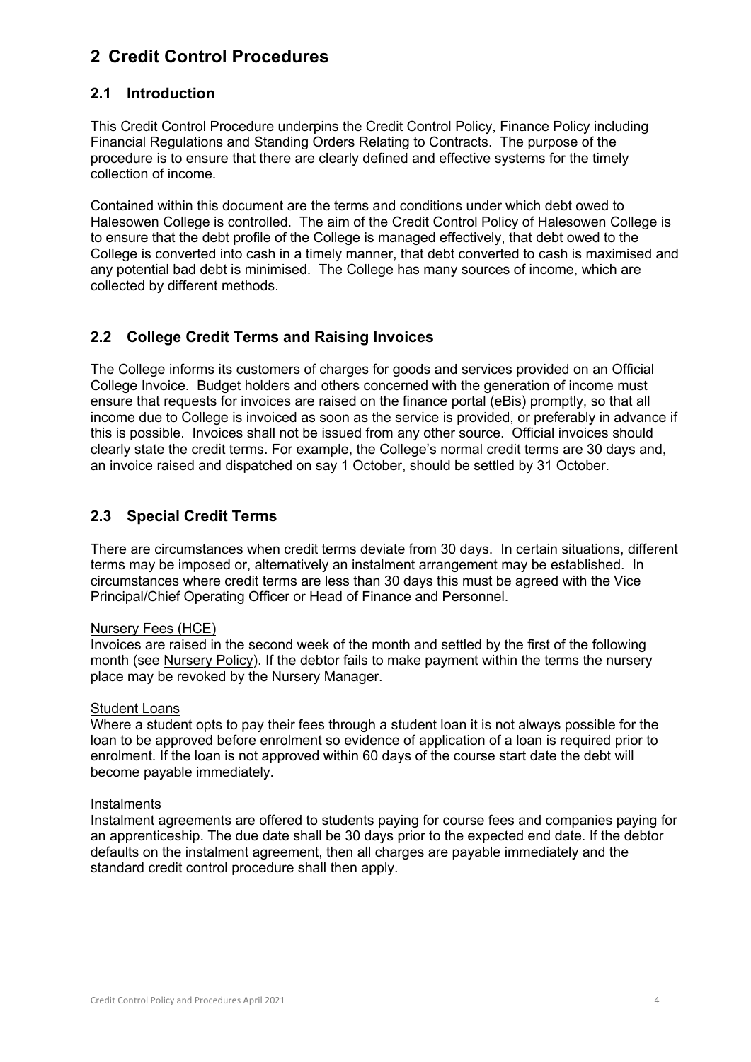# 2 Credit Control Procedures

## 2.1 Introduction

This Credit Control Procedure underpins the Credit Control Policy, Finance Policy including Financial Regulations and Standing Orders Relating to Contracts. The purpose of the procedure is to ensure that there are clearly defined and effective systems for the timely collection of income.

Contained within this document are the terms and conditions under which debt owed to Halesowen College is controlled. The aim of the Credit Control Policy of Halesowen College is to ensure that the debt profile of the College is managed effectively, that debt owed to the College is converted into cash in a timely manner, that debt converted to cash is maximised and any potential bad debt is minimised. The College has many sources of income, which are collected by different methods.

## 2.2 College Credit Terms and Raising Invoices

The College informs its customers of charges for goods and services provided on an Official College Invoice. Budget holders and others concerned with the generation of income must ensure that requests for invoices are raised on the finance portal (eBis) promptly, so that all income due to College is invoiced as soon as the service is provided, or preferably in advance if this is possible. Invoices shall not be issued from any other source. Official invoices should clearly state the credit terms. For example, the College's normal credit terms are 30 days and, an invoice raised and dispatched on say 1 October, should be settled by 31 October.

## 2.3 Special Credit Terms

There are circumstances when credit terms deviate from 30 days. In certain situations, different terms may be imposed or, alternatively an instalment arrangement may be established. In circumstances where credit terms are less than 30 days this must be agreed with the Vice Principal/Chief Operating Officer or Head of Finance and Personnel.

Nursery Fees (HCE)

Invoices are raised in the second week of the month and settled by the first of the following month (see Nursery Policy). If the debtor fails to make payment within the terms the nursery place may be revoked by the Nursery Manager.

Student Loans

Where a student opts to pay their fees through a student loan it is not always possible for the loan to be approved before enrolment so evidence of application of a loan is required prior to enrolment. If the loan is not approved within 60 days of the course start date the debt will become payable immediately.

Instalments

Instalment agreements are offered to students paying for course fees and companies paying for an apprenticeship. The due date shall be 30 days prior to the expected end date. If the debtor defaults on the instalment agreement, then all charges are payable immediately and the standard credit control procedure shall then apply.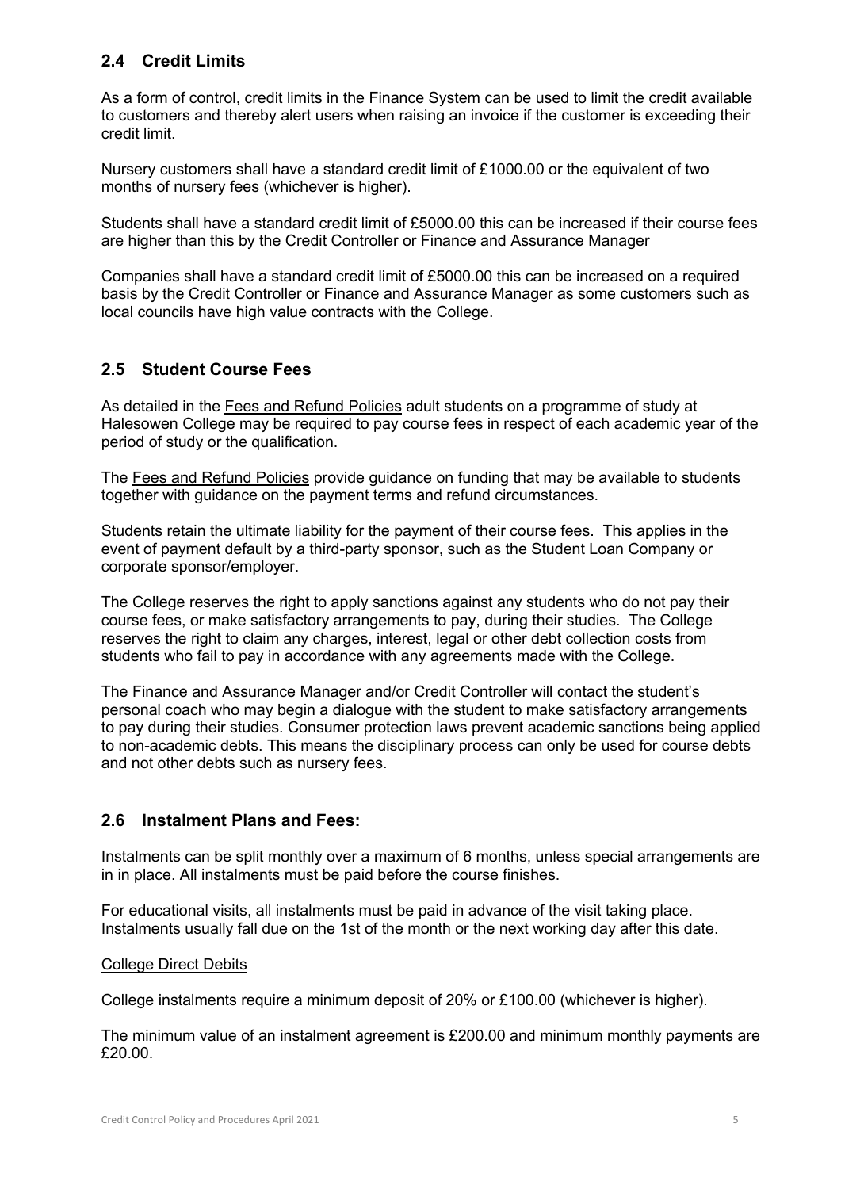## 2.4 Credit Limits

As a form of control, credit limits in the Finance System can be used to limit the credit available to customers and thereby alert users when raising an invoice if the customer is exceeding their credit limit.

Nursery customers shall have a standard credit limit of £1000.00 or the equivalent of two months of nursery fees (whichever is higher).

Students shall have a standard credit limit of £5000.00 this can be increased if their course fees are higher than this by the Credit Controller or Finance and Assurance Manager

Companies shall have a standard credit limit of £5000.00 this can be increased on a required basis by the Credit Controller or Finance and Assurance Manager as some customers such as local councils have high value contracts with the College.

## 2.5 Student Course Fees

As detailed in the Fees and Refund Policies adult students on a programme of study at Halesowen College may be required to pay course fees in respect of each academic year of the period of study or the qualification.

The Fees and Refund Policies provide guidance on funding that may be available to students together with guidance on the payment terms and refund circumstances.

Students retain the ultimate liability for the payment of their course fees. This applies in the event of payment default by a third-party sponsor, such as the Student Loan Company or corporate sponsor/employer.

The College reserves the right to apply sanctions against any students who do not pay their course fees, or make satisfactory arrangements to pay, during their studies. The College reserves the right to claim any charges, interest, legal or other debt collection costs from students who fail to pay in accordance with any agreements made with the College.

The Finance and Assurance Manager and/or Credit Controller will contact the student's personal coach who may begin a dialogue with the student to make satisfactory arrangements to pay during their studies. Consumer protection laws prevent academic sanctions being applied to non-academic debts. This means the disciplinary process can only be used for course debts and not other debts such as nursery fees.

## 2.6 Instalment Plans and Fees:

Instalments can be split monthly over a maximum of 6 months, unless special arrangements are in in place. All instalments must be paid before the course finishes.

For educational visits, all instalments must be paid in advance of the visit taking place. Instalments usually fall due on the 1st of the month or the next working day after this date.

College Direct Debits

College instalments require a minimum deposit of 20% or £100.00 (whichever is higher).

The minimum value of an instalment agreement is £200.00 and minimum monthly payments are £20.00.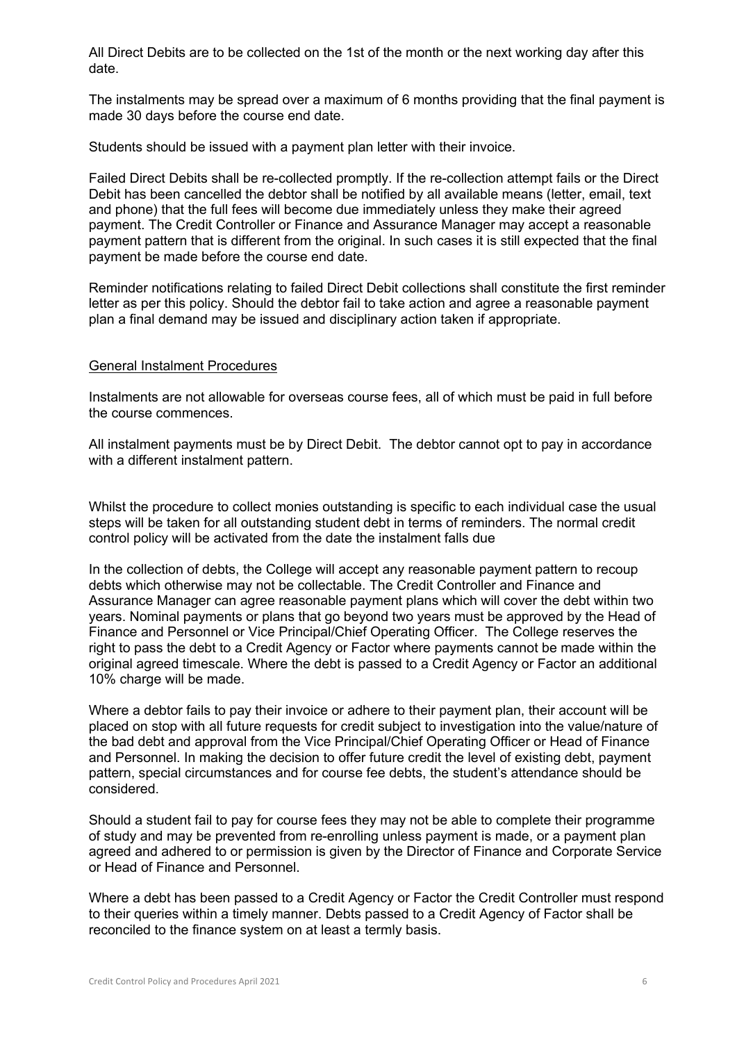All Direct Debits are to be collected on the 1st of the month or the next working day after this date.

The instalments may be spread over a maximum of 6 months providing that the final payment is made 30 days before the course end date.

Students should be issued with a payment plan letter with their invoice.

Failed Direct Debits shall be re-collected promptly. If the re-collection attempt fails or the Direct Debit has been cancelled the debtor shall be notified by all available means (letter, email, text and phone) that the full fees will become due immediately unless they make their agreed payment. The Credit Controller or Finance and Assurance Manager may accept a reasonable payment pattern that is different from the original. In such cases it is still expected that the final payment be made before the course end date.

Reminder notifications relating to failed Direct Debit collections shall constitute the first reminder letter as per this policy. Should the debtor fail to take action and agree a reasonable payment plan a final demand may be issued and disciplinary action taken if appropriate.

<u>General Instalment Procedures</u>

Instalments are not allowable for overseas course fees, all of which must be paid in full before the course commences.

All instalment payments must be by Direct Debit. The debtor cannot opt to pay in accordance with a different instalment pattern.

Whilst the procedure to collect monies outstanding is specific to each individual case the usual steps will be taken for all outstanding student debt in terms of reminders. The normal credit control policy will be activated from the date the instalment falls due

In the collection of debts, the College will accept any reasonable payment pattern to recoup debts which otherwise may not be collectable. The Credit Controller and Finance and Assurance Manager can agree reasonable payment plans which will cover the debt within two years. Nominal payments or plans that go beyond two years must be approved by the Head of Finance and Personnel or Vice Principal/Chief Operating Officer. The College reserves the right to pass the debt to a Credit Agency or Factor where payments cannot be made within the original agreed timescale. Where the debt is passed to a Credit Agency or Factor an additional 10% charge will be made.

Where a debtor fails to pay their invoice or adhere to their payment plan, their account will be placed on stop with all future requests for credit subject to investigation into the value/nature of the bad debt and approval from the Vice Principal/Chief Operating Officer or Head of Finance and Personnel. In making the decision to offer future credit the level of existing debt, payment pattern, special circumstances and for course fee debts, the student's attendance should be considered.

Should a student fail to pay for course fees they may not be able to complete their programme of study and may be prevented from re-enrolling unless payment is made, or a payment plan agreed and adhered to or permission is given by the Director of Finance and Corporate Service or Head of Finance and Personnel.

Where a debt has been passed to a Credit Agency or Factor the Credit Controller must respond to their queries within a timely manner. Debts passed to a Credit Agency of Factor shall be reconciled to the finance system on at least a termly basis.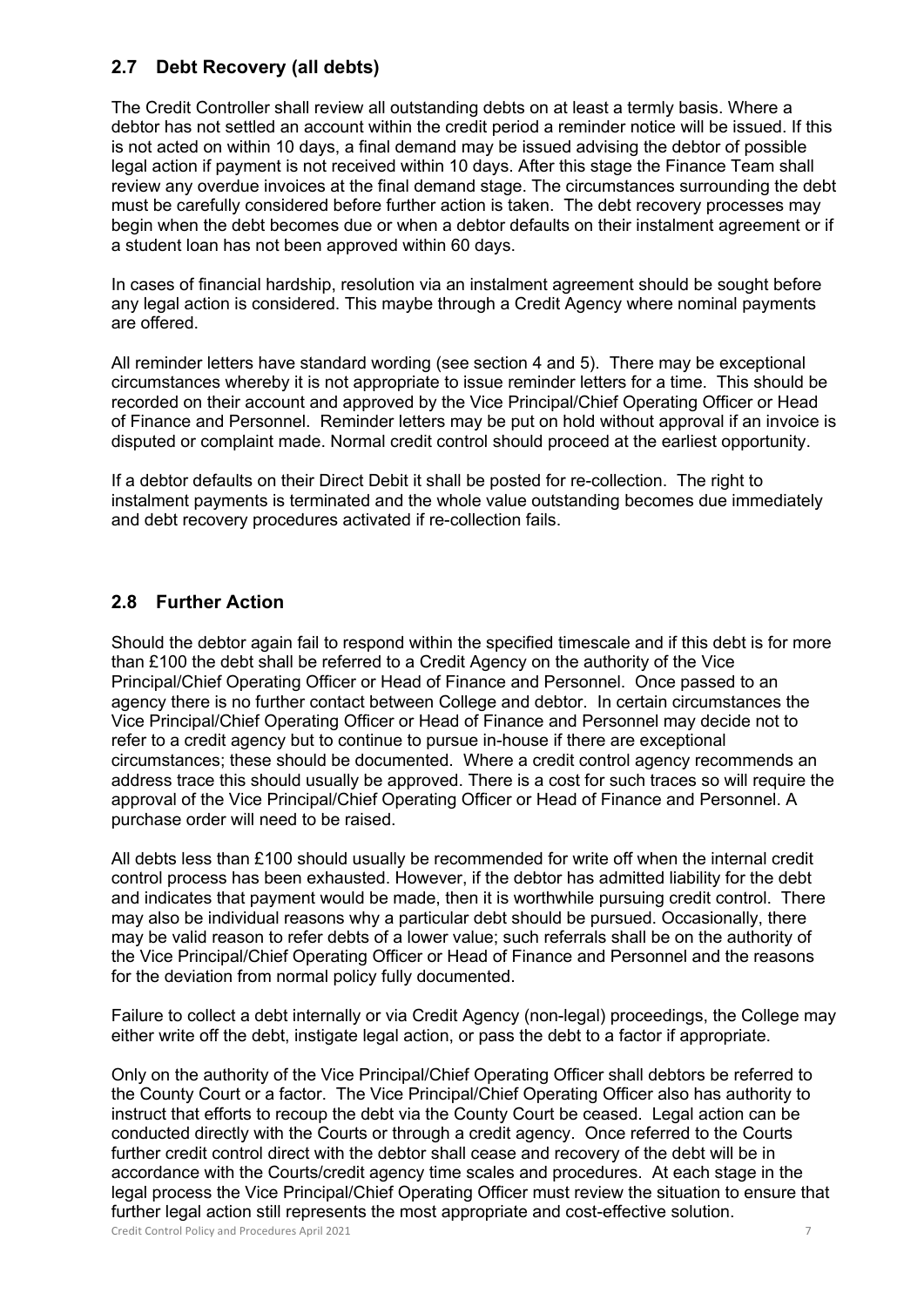## 2.7 Debt Recovery (all debts)

The Credit Controller shall review all outstanding debts on at least a termly basis. Where a debtor has not settled an account within the credit period a reminder notice will be issued. If this is not acted on within 10 days, a final demand may be issued advising the debtor of possible legal action if payment is not received within 10 days. After this stage the Finance Team shall review any overdue invoices at the final demand stage. The circumstances surrounding the debt must be carefully considered before further action is taken. The debt recovery processes may begin when the debt becomes due or when a debtor defaults on their instalment agreement or if a student loan has not been approved within 60 days.

In cases of financial hardship, resolution via an instalment agreement should be sought before any legal action is considered. This maybe through a Credit Agency where nominal payments are offered.

All reminder letters have standard wording (see section 4 and 5). There may be exceptional circumstances whereby it is not appropriate to issue reminder letters for a time. This should be recorded on their account and approved by the Vice Principal/Chief Operating Officer or Head of Finance and Personnel. Reminder letters may be put on hold without approval if an invoice is disputed or complaint made. Normal credit control should proceed at the earliest opportunity.

If a debtor defaults on their Direct Debit it shall be posted for re-collection. The right to instalment payments is terminated and the whole value outstanding becomes due immediately and debt recovery procedures activated if re-collection fails.

## 2.8 Further Action

Should the debtor again fail to respond within the specified timescale and if this debt is for more than £100 the debt shall be referred to a Credit Agency on the authority of the Vice Principal/Chief Operating Officer or Head of Finance and Personnel. Once passed to an agency there is no further contact between College and debtor. In certain circumstances the Vice Principal/Chief Operating Officer or Head of Finance and Personnel may decide not to refer to a credit agency but to continue to pursue in-house if there are exceptional circumstances; these should be documented. Where a credit control agency recommends an address trace this should usually be approved. There is a cost for such traces so will require the approval of the Vice Principal/Chief Operating Officer or Head of Finance and Personnel. A purchase order will need to be raised.

All debts less than £100 should usually be recommended for write off when the internal credit control process has been exhausted. However, if the debtor has admitted liability for the debt and indicates that payment would be made, then it is worthwhile pursuing credit control. There may also be individual reasons why a particular debt should be pursued. Occasionally, there may be valid reason to refer debts of a lower value; such referrals shall be on the authority of the Vice Principal/Chief Operating Officer or Head of Finance and Personnel and the reasons for the deviation from normal policy fully documented.

Failure to collect a debt internally or via Credit Agency (non-legal) proceedings, the College may either write off the debt, instigate legal action, or pass the debt to a factor if appropriate.

Only on the authority of the Vice Principal/Chief Operating Officer shall debtors be referred to the County Court or a factor. The Vice Principal/Chief Operating Officer also has authority to instruct that efforts to recoup the debt via the County Court be ceased. Legal action can be conducted directly with the Courts or through a credit agency. Once referred to the Courts further credit control direct with the debtor shall cease and recovery of the debt will be in accordance with the Courts/credit agency time scales and procedures. At each stage in the legal process the Vice Principal/Chief Operating Officer must review the situation to ensure that further legal action still represents the most appropriate and cost-effective solution.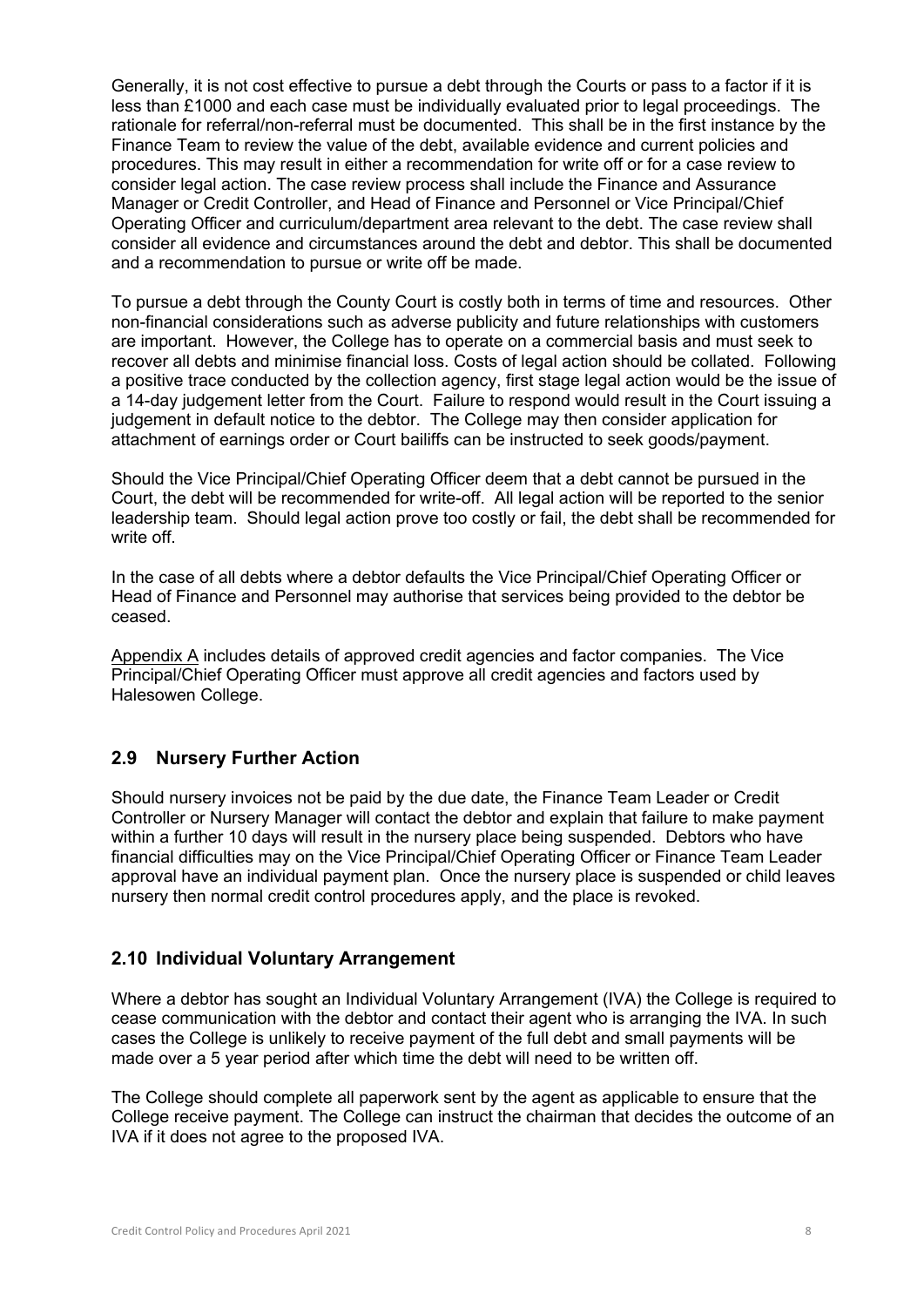Generally, it is not cost effective to pursue a debt through the Courts or pass to a factor if it is less than £1000 and each case must be individually evaluated prior to legal proceedings. The rationale for referral/non-referral must be documented. This shall be in the first instance by the Finance Team to review the value of the debt, available evidence and current policies and procedures. This may result in either a recommendation for write off or for a case review to consider legal action. The case review process shall include the Finance and Assurance Manager or Credit Controller, and Head of Finance and Personnel or Vice Principal/Chief Operating Officer and curriculum/department area relevant to the debt. The case review shall consider all evidence and circumstances around the debt and debtor. This shall be documented and a recommendation to pursue or write off be made.

To pursue a debt through the County Court is costly both in terms of time and resources. Other non-financial considerations such as adverse publicity and future relationships with customers are important. However, the College has to operate on a commercial basis and must seek to recover all debts and minimise financial loss. Costs of legal action should be collated. Following a positive trace conducted by the collection agency, first stage legal action would be the issue of a 14-day judgement letter from the Court. Failure to respond would result in the Court issuing a judgement in default notice to the debtor. The College may then consider application for attachment of earnings order or Court bailiffs can be instructed to seek goods/payment.

Should the Vice Principal/Chief Operating Officer deem that a debt cannot be pursued in the Court, the debt will be recommended for write-off. All legal action will be reported to the senior leadership team. Should legal action prove too costly or fail, the debt shall be recommended for write off.

In the case of all debts where a debtor defaults the Vice Principal/Chief Operating Officer or Head of Finance and Personnel may authorise that services being provided to the debtor be ceased.

Appendix A includes details of approved credit agencies and factor companies. The Vice Principal/Chief Operating Officer must approve all credit agencies and factors used by Halesowen College.

## 2.9 Nursery Further Action

Should nursery invoices not be paid by the due date, the Finance Team Leader or Credit Controller or Nursery Manager will contact the debtor and explain that failure to make payment within a further 10 days will result in the nursery place being suspended. Debtors who have financial difficulties may on the Vice Principal/Chief Operating Officer or Finance Team Leader approval have an individual payment plan. Once the nursery place is suspended or child leaves nursery then normal credit control procedures apply, and the place is revoked.

## 2.10 Individual Voluntary Arrangement

Where a debtor has sought an Individual Voluntary Arrangement (IVA) the College is required to cease communication with the debtor and contact their agent who is arranging the IVA. In such cases the College is unlikely to receive payment of the full debt and small payments will be made over a 5 year period after which time the debt will need to be written off.

The College should complete all paperwork sent by the agent as applicable to ensure that the College receive payment. The College can instruct the chairman that decides the outcome of an IVA if it does not agree to the proposed IVA.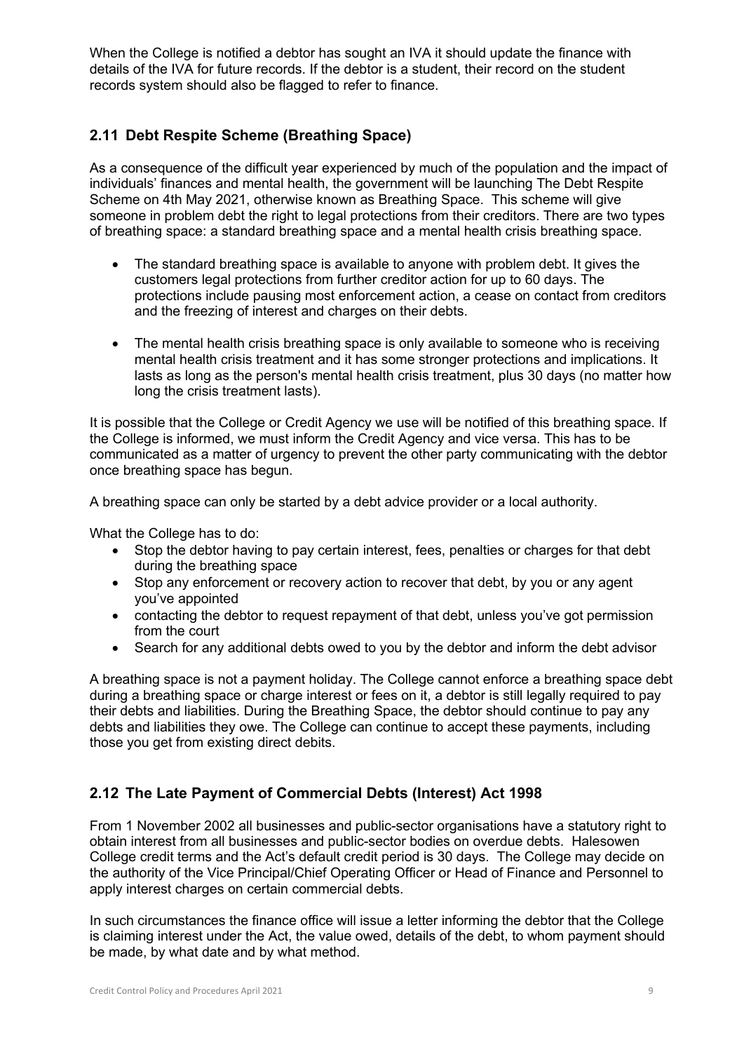When the College is notified a debtor has sought an IVA it should update the finance with details of the IVA for future records. If the debtor is a student, their record on the student records system should also be flagged to refer to finance.

## 2.11 Debt Respite Scheme (Breathing Space)

As a consequence of the difficult year experienced by much of the population and the impact of individuals' finances and mental health, the government will be launching The Debt Respite Scheme on 4th May 2021, otherwise known as Breathing Space. This scheme will give someone in problem debt the right to legal protections from their creditors. There are two types of breathing space: a standard breathing space and a mental health crisis breathing space.

- The standard breathing space is available to anyone with problem debt. It gives the customers legal protections from further creditor action for up to 60 days. The protections include pausing most enforcement action, a cease on contact from creditors and the freezing of interest and charges on their debts.
- The mental health crisis breathing space is only available to someone who is receiving mental health crisis treatment and it has some stronger protections and implications. It lasts as long as the person's mental health crisis treatment, plus 30 days (no matter how long the crisis treatment lasts).

It is possible that the College or Credit Agency we use will be notified of this breathing space. If the College is informed, we must inform the Credit Agency and vice versa. This has to be communicated as a matter of urgency to prevent the other party communicating with the debtor once breathing space has begun.

A breathing space can only be started by a debt advice provider or a local authority.

What the College has to do:

- Stop the debtor having to pay certain interest, fees, penalties or charges for that debt during the breathing space
- Stop any enforcement or recovery action to recover that debt, by you or any agent you've appointed
- contacting the debtor to request repayment of that debt, unless you've got permission from the court
- Search for any additional debts owed to you by the debtor and inform the debt advisor

A breathing space is not a payment holiday. The College cannot enforce a breathing space debt during a breathing space or charge interest or fees on it, a debtor is still legally required to pay their debts and liabilities. During the Breathing Space, the debtor should continue to pay any debts and liabilities they owe. The College can continue to accept these payments, including those you get from existing direct debits.

## 2.12 The Late Payment of Commercial Debts (Interest) Act 1998

From 1 November 2002 all businesses and public-sector organisations have a statutory right to obtain interest from all businesses and public-sector bodies on overdue debts. Halesowen College credit terms and the Act's default credit period is 30 days. The College may decide on the authority of the Vice Principal/Chief Operating Officer or Head of Finance and Personnel to apply interest charges on certain commercial debts.

In such circumstances the finance office will issue a letter informing the debtor that the College is claiming interest under the Act, the value owed, details of the debt, to whom payment should be made, by what date and by what method.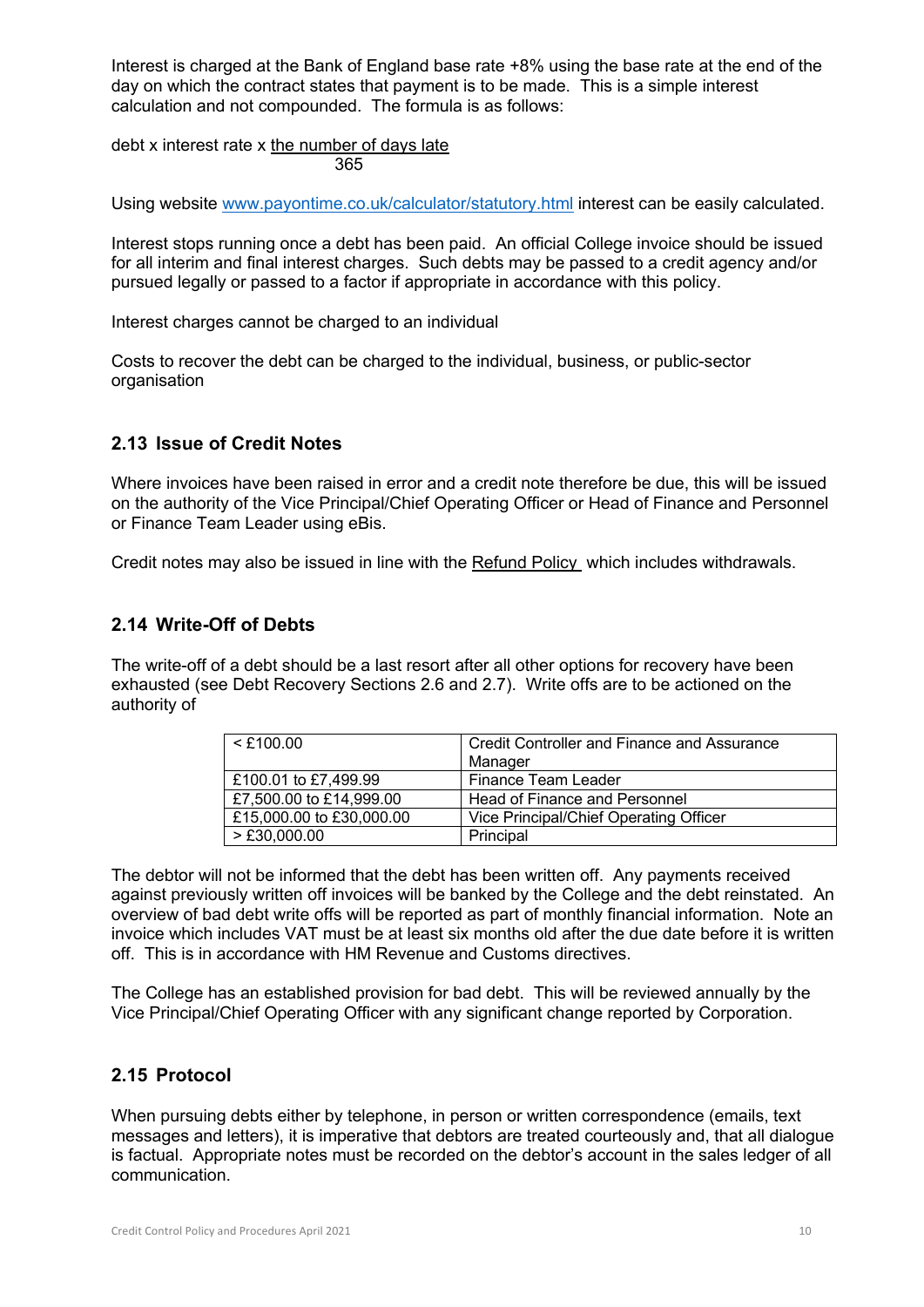Interest is charged at the Bank of England base rate +8% using the base rate at the end of the day on which the contract states that payment is to be made. This is a simple interest calculation and not compounded. The formula is as follows:

$$\text{debt} \times \text{interest rate} \times \frac{\text{the number of days late}}{365}$$

Using website [www.payontime.co.uk/calculator/statutory.html](www.payontime.co.uk/calculator/statutory.html) interest can be easily calculated.

Interest stops running once a debt has been paid. An official College invoice should be issued for all interim and final interest charges. Such debts may be passed to a credit agency and/or pursued legally or passed to a factor if appropriate in accordance with this policy.

Interest charges cannot be charged to an individual

Costs to recover the debt can be charged to the individual, business, or public-sector organisation

## 2.13 Issue of Credit Notes

Where invoices have been raised in error and a credit note therefore be due, this will be issued on the authority of the Vice Principal/Chief Operating Officer or Head of Finance and Personnel or Finance Team Leader using eBis.

Credit notes may also be issued in line with the Refund Policy which includes withdrawals.

## 2.14 Write-Off of Debts

The write-off of a debt should be a last resort after all other options for recovery have been exhausted (see Debt Recovery Sections 2.6 and 2.7). Write offs are to be actioned on the authority of

| | |
|---|---|
| < £100.00 | Credit Controller and Finance and Assurance Manager |
| £100.01 to £7,499.99 | Finance Team Leader |
| £7,500.00 to £14,999.00 | Head of Finance and Personnel |
| £15,000.00 to £30,000.00 | Vice Principal/Chief Operating Officer |
| > £30,000.00 | Principal |

The debtor will not be informed that the debt has been written off. Any payments received against previously written off invoices will be banked by the College and the debt reinstated. An overview of bad debt write offs will be reported as part of monthly financial information. Note an invoice which includes VAT must be at least six months old after the due date before it is written off. This is in accordance with HM Revenue and Customs directives.

The College has an established provision for bad debt. This will be reviewed annually by the Vice Principal/Chief Operating Officer with any significant change reported by Corporation.

## 2.15 Protocol

When pursuing debts either by telephone, in person or written correspondence (emails, text messages and letters), it is imperative that debtors are treated courteously and, that all dialogue is factual. Appropriate notes must be recorded on the debtor's account in the sales ledger of all communication.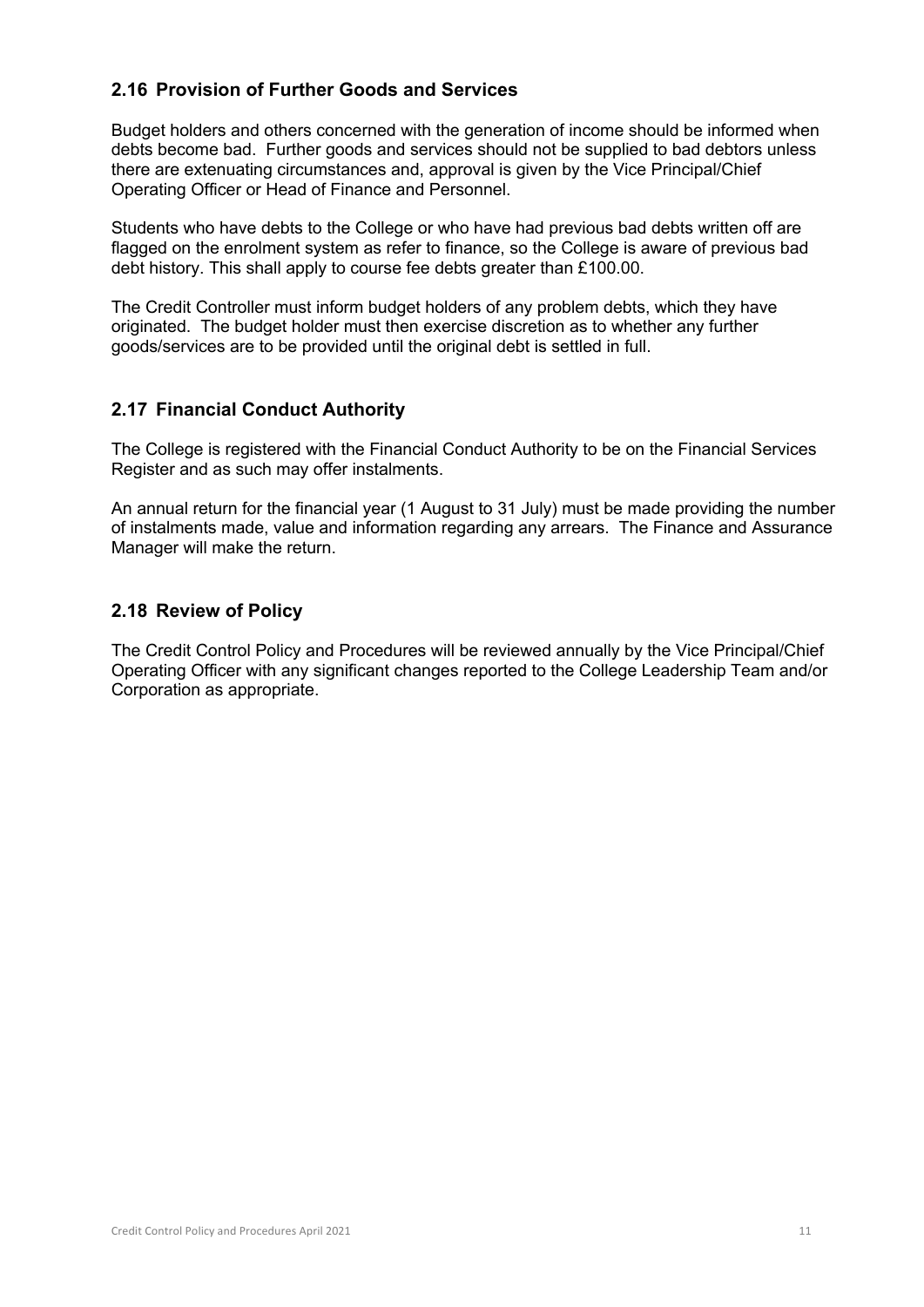### 2.16 Provision of Further Goods and Services

Budget holders and others concerned with the generation of income should be informed when debts become bad. Further goods and services should not be supplied to bad debtors unless there are extenuating circumstances and, approval is given by the Vice Principal/Chief Operating Officer or Head of Finance and Personnel.

Students who have debts to the College or who have had previous bad debts written off are flagged on the enrolment system as refer to finance, so the College is aware of previous bad debt history. This shall apply to course fee debts greater than £100.00.

The Credit Controller must inform budget holders of any problem debts, which they have originated. The budget holder must then exercise discretion as to whether any further goods/services are to be provided until the original debt is settled in full.

### 2.17 Financial Conduct Authority

The College is registered with the Financial Conduct Authority to be on the Financial Services Register and as such may offer instalments.

An annual return for the financial year (1 August to 31 July) must be made providing the number of instalments made, value and information regarding any arrears. The Finance and Assurance Manager will make the return.

### 2.18 Review of Policy

The Credit Control Policy and Procedures will be reviewed annually by the Vice Principal/Chief Operating Officer with any significant changes reported to the College Leadership Team and/or Corporation as appropriate.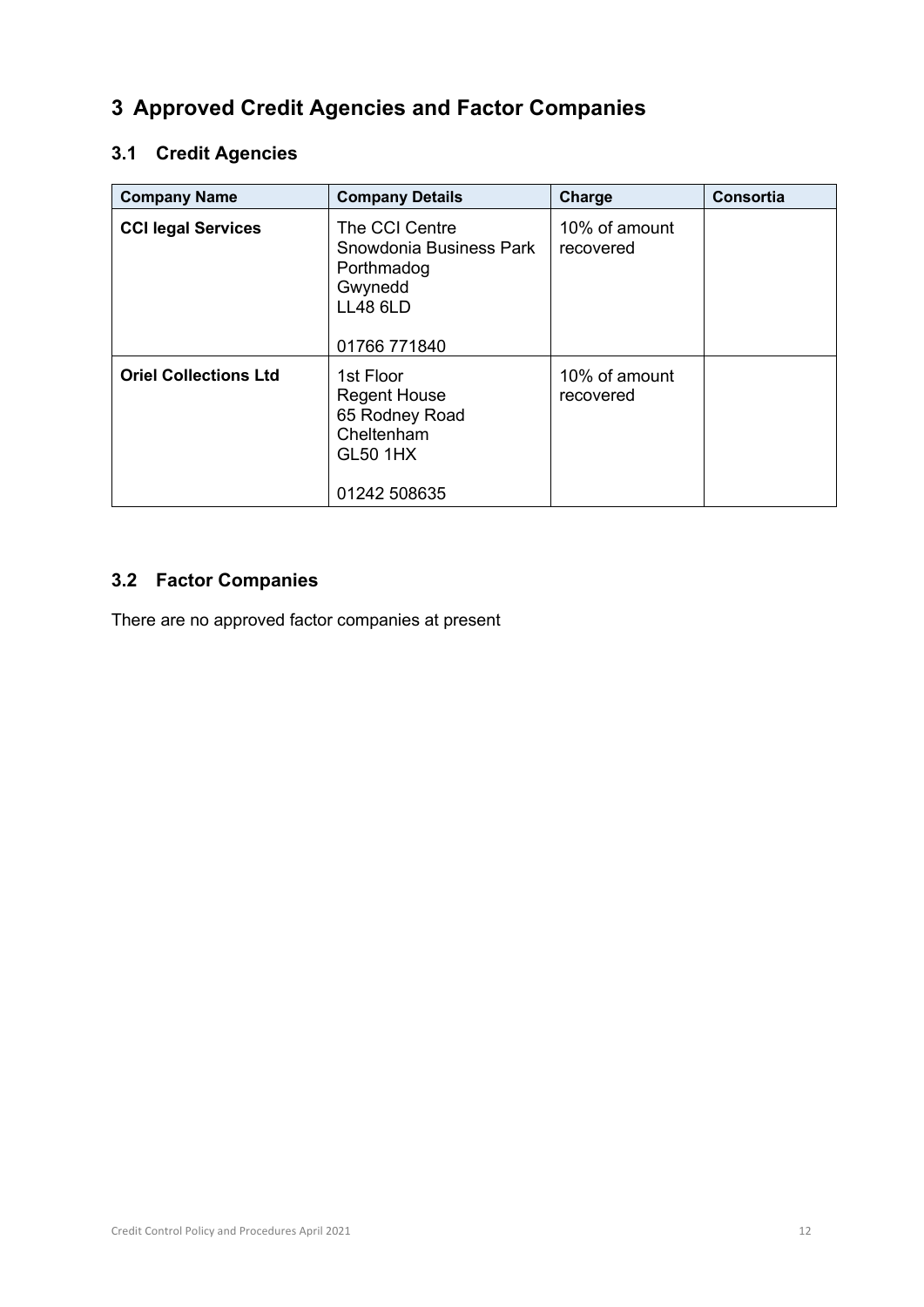# 3 Approved Credit Agencies and Factor Companies

## 3.1 Credit Agencies

| Company Name | Company Details | Charge | Consortia |
|---|---|---|---|
| **CCI legal Services** | The CCI Centre<br>Snowdonia Business Park<br>Porthmadog<br>Gwynedd<br>LL48 6LD<br><br>01766 771840 | 10% of amount recovered | |
| **Oriel Collections Ltd** | 1st Floor<br>Regent House<br>65 Rodney Road<br>Cheltenham<br>GL50 1HX<br><br>01242 508635 | 10% of amount recovered | |

## 3.2 Factor Companies

There are no approved factor companies at present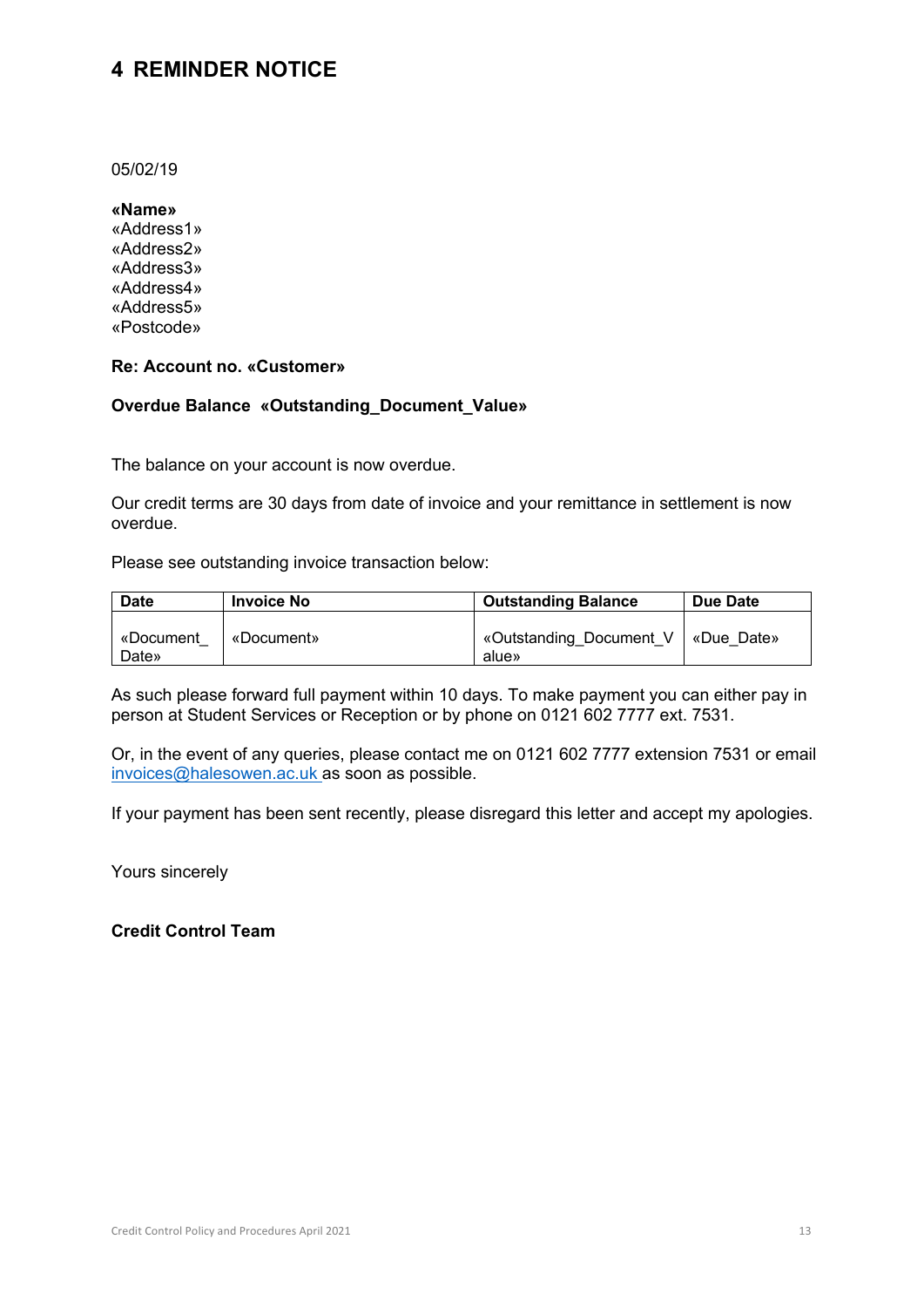# 4 REMINDER NOTICE

05/02/19

**«Name»**
«Address1»
«Address2»
«Address3»
«Address4»
«Address5»
«Postcode»

**Re: Account no. «Customer»**

**Overdue Balance «Outstanding_Document_Value»**

The balance on your account is now overdue.

Our credit terms are 30 days from date of invoice and your remittance in settlement is now overdue.

Please see outstanding invoice transaction below:

| Date | Invoice No | Outstanding Balance | Due Date |
|---|---|---|---|
| «Document_Date» | «Document» | «Outstanding_Document_Value» | «Due_Date» |

As such please forward full payment within 10 days. To make payment you can either pay in person at Student Services or Reception or by phone on 0121 602 7777 ext. 7531.

Or, in the event of any queries, please contact me on 0121 602 7777 extension 7531 or email invoices@halesowen.ac.uk as soon as possible.

If your payment has been sent recently, please disregard this letter and accept my apologies.

Yours sincerely

**Credit Control Team**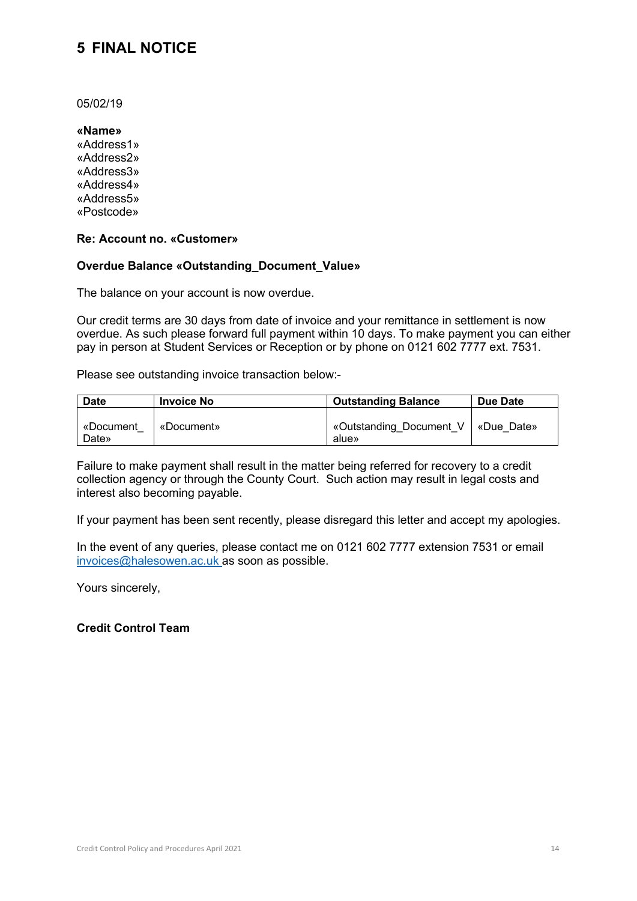# 5 FINAL NOTICE

05/02/19

**«Name»**
«Address1»
«Address2»
«Address3»
«Address4»
«Address5»
«Postcode»

**Re: Account no. «Customer»**

**Overdue Balance «Outstanding_Document_Value»**

The balance on your account is now overdue.

Our credit terms are 30 days from date of invoice and your remittance in settlement is now overdue. As such please forward full payment within 10 days. To make payment you can either pay in person at Student Services or Reception or by phone on 0121 602 7777 ext. 7531.

Please see outstanding invoice transaction below:-

| Date | Invoice No | Outstanding Balance | Due Date |
|---|---|---|---|
| «Document_Date» | «Document» | «Outstanding_Document_Value» | «Due_Date» |

Failure to make payment shall result in the matter being referred for recovery to a credit collection agency or through the County Court. Such action may result in legal costs and interest also becoming payable.

If your payment has been sent recently, please disregard this letter and accept my apologies.

In the event of any queries, please contact me on 0121 602 7777 extension 7531 or email invoices@halesowen.ac.uk as soon as possible.

Yours sincerely,

**Credit Control Team**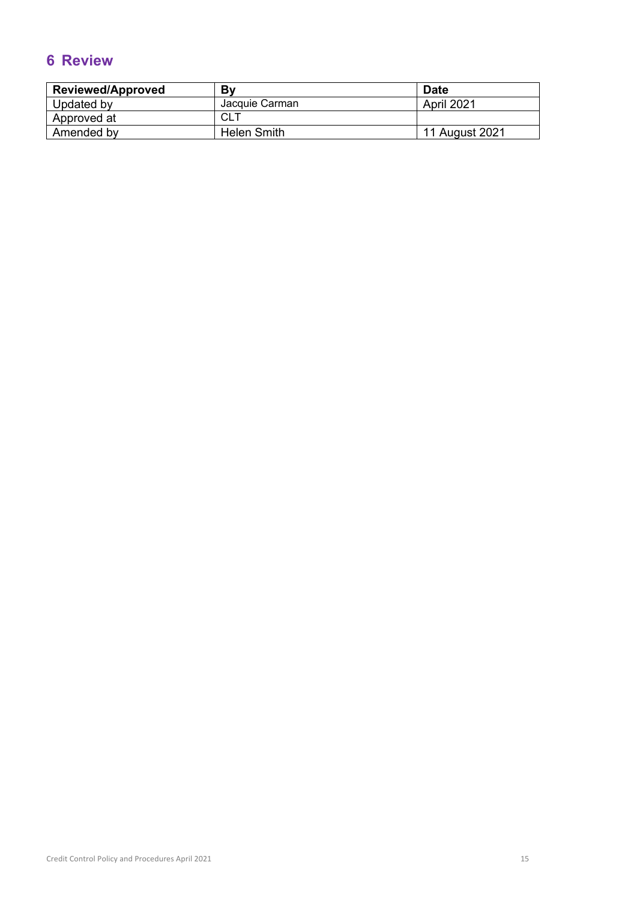## 6 Review

| Reviewed/Approved | By | Date |
|---|---|---|
| Updated by | Jacquie Carman | April 2021 |
| Approved at | CLT | |
| Amended by | Helen Smith | 11 August 2021 |